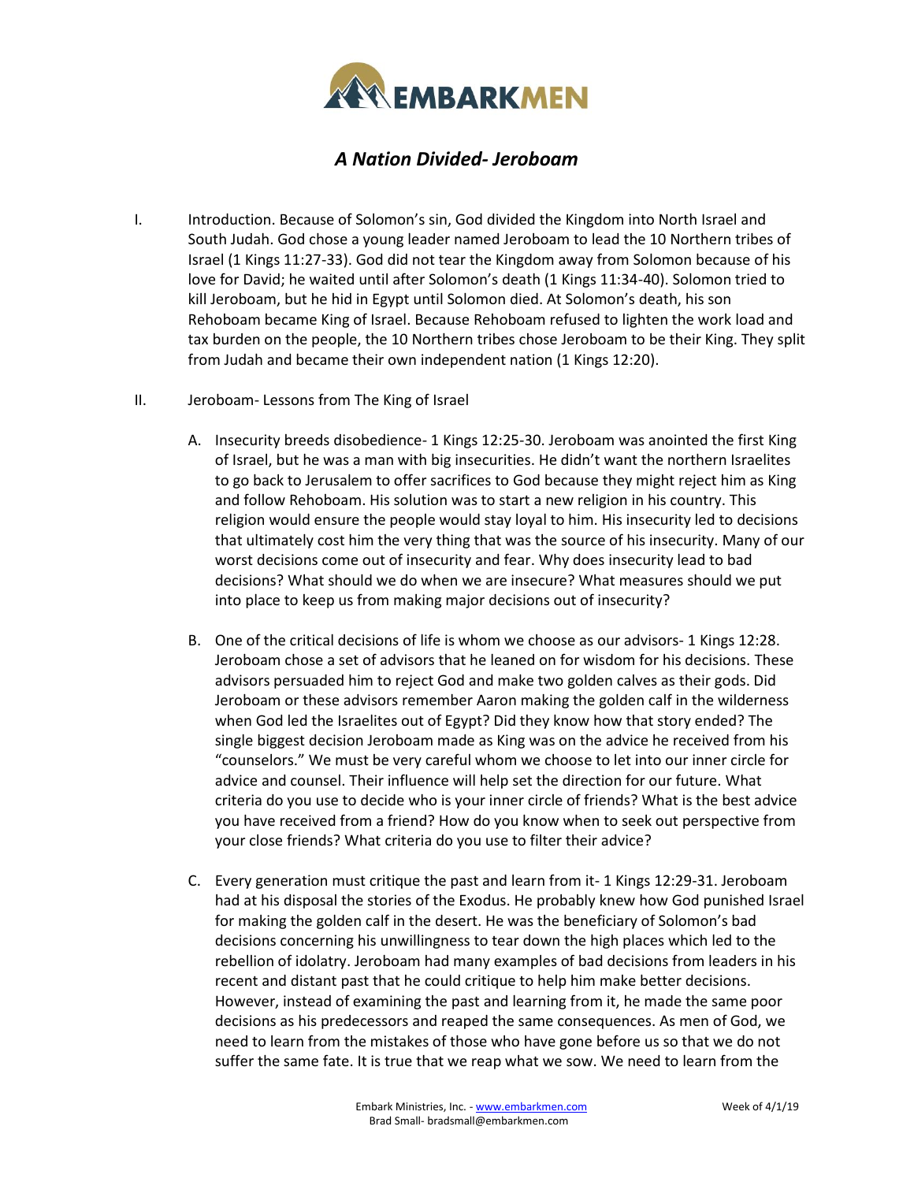EMBARKMEN

# *A Nation Divided- Jeroboam*

I. Introduction. Because of Solomon's sin, God divided the Kingdom into North Israel and South Judah. God chose a young leader named Jeroboam to lead the 10 Northern tribes of Israel (1 Kings 11:27-33). God did not tear the Kingdom away from Solomon because of his love for David; he waited until after Solomon's death (1 Kings 11:34-40). Solomon tried to kill Jeroboam, but he hid in Egypt until Solomon died. At Solomon's death, his son Rehoboam became King of Israel. Because Rehoboam refused to lighten the work load and tax burden on the people, the 10 Northern tribes chose Jeroboam to be their King. They split from Judah and became their own independent nation (1 Kings 12:20).

II. Jeroboam- Lessons from The King of Israel

A. Insecurity breeds disobedience- 1 Kings 12:25-30. Jeroboam was anointed the first King of Israel, but he was a man with big insecurities. He didn't want the northern Israelites to go back to Jerusalem to offer sacrifices to God because they might reject him as King and follow Rehoboam. His solution was to start a new religion in his country. This religion would ensure the people would stay loyal to him. His insecurity led to decisions that ultimately cost him the very thing that was the source of his insecurity. Many of our worst decisions come out of insecurity and fear. Why does insecurity lead to bad decisions? What should we do when we are insecure? What measures should we put into place to keep us from making major decisions out of insecurity?

B. One of the critical decisions of life is whom we choose as our advisors- 1 Kings 12:28. Jeroboam chose a set of advisors that he leaned on for wisdom for his decisions. These advisors persuaded him to reject God and make two golden calves as their gods. Did Jeroboam or these advisors remember Aaron making the golden calf in the wilderness when God led the Israelites out of Egypt? Did they know how that story ended? The single biggest decision Jeroboam made as King was on the advice he received from his "counselors." We must be very careful whom we choose to let into our inner circle for advice and counsel. Their influence will help set the direction for our future. What criteria do you use to decide who is your inner circle of friends? What is the best advice you have received from a friend? How do you know when to seek out perspective from your close friends? What criteria do you use to filter their advice?

C. Every generation must critique the past and learn from it- 1 Kings 12:29-31. Jeroboam had at his disposal the stories of the Exodus. He probably knew how God punished Israel for making the golden calf in the desert. He was the beneficiary of Solomon's bad decisions concerning his unwillingness to tear down the high places which led to the rebellion of idolatry. Jeroboam had many examples of bad decisions from leaders in his recent and distant past that he could critique to help him make better decisions. However, instead of examining the past and learning from it, he made the same poor decisions as his predecessors and reaped the same consequences. As men of God, we need to learn from the mistakes of those who have gone before us so that we do not suffer the same fate. It is true that we reap what we sow. We need to learn from the

Embark Ministries, Inc. - www.embarkmen.com
Brad Small- bradsmall@embarkmen.com

Week of 4/1/19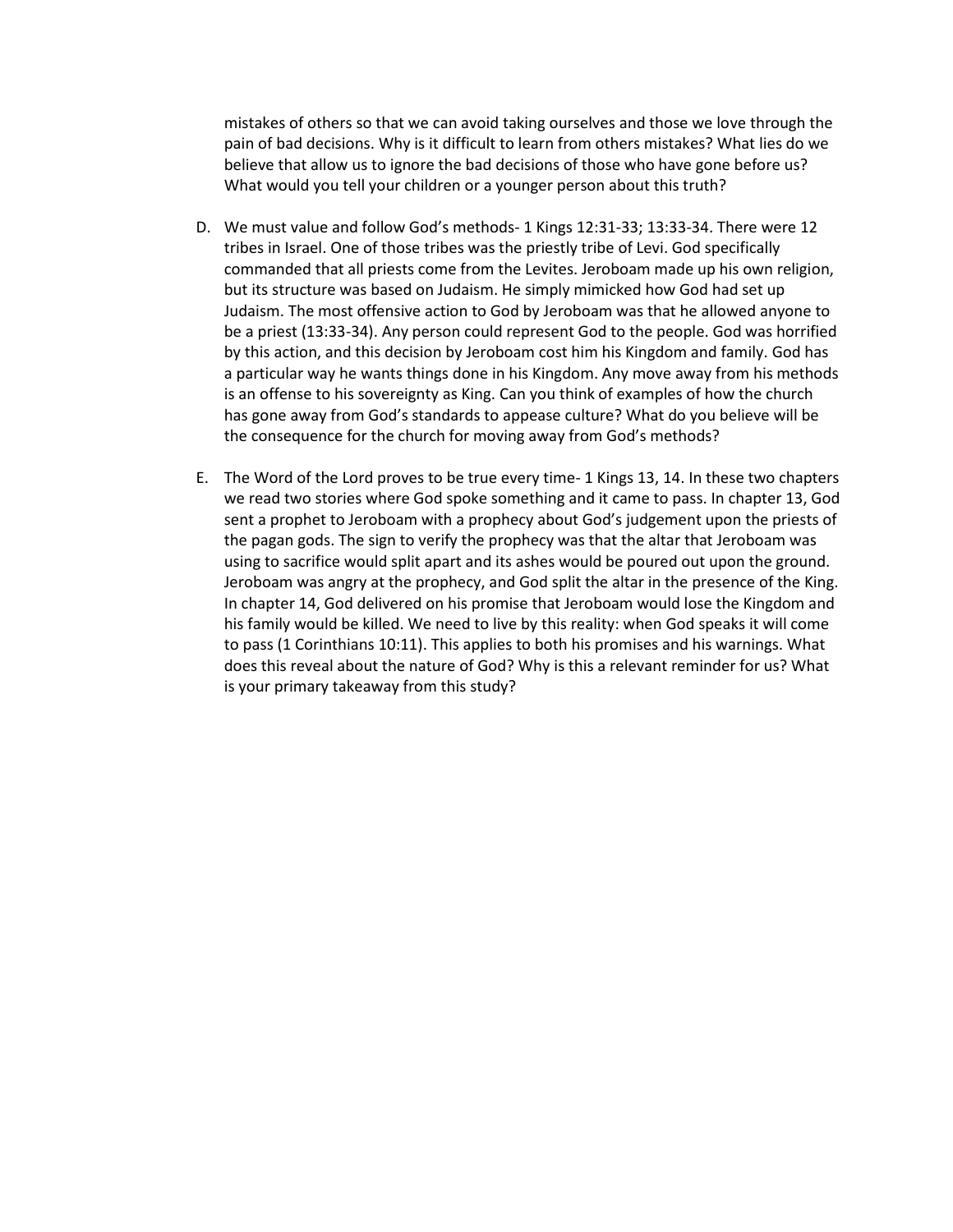mistakes of others so that we can avoid taking ourselves and those we love through the pain of bad decisions. Why is it difficult to learn from others mistakes? What lies do we believe that allow us to ignore the bad decisions of those who have gone before us? What would you tell your children or a younger person about this truth?

D. We must value and follow God's methods- 1 Kings 12:31-33; 13:33-34. There were 12 tribes in Israel. One of those tribes was the priestly tribe of Levi. God specifically commanded that all priests come from the Levites. Jeroboam made up his own religion, but its structure was based on Judaism. He simply mimicked how God had set up Judaism. The most offensive action to God by Jeroboam was that he allowed anyone to be a priest (13:33-34). Any person could represent God to the people. God was horrified by this action, and this decision by Jeroboam cost him his Kingdom and family. God has a particular way he wants things done in his Kingdom. Any move away from his methods is an offense to his sovereignty as King. Can you think of examples of how the church has gone away from God's standards to appease culture? What do you believe will be the consequence for the church for moving away from God's methods?

E. The Word of the Lord proves to be true every time- 1 Kings 13, 14. In these two chapters we read two stories where God spoke something and it came to pass. In chapter 13, God sent a prophet to Jeroboam with a prophecy about God's judgement upon the priests of the pagan gods. The sign to verify the prophecy was that the altar that Jeroboam was using to sacrifice would split apart and its ashes would be poured out upon the ground. Jeroboam was angry at the prophecy, and God split the altar in the presence of the King. In chapter 14, God delivered on his promise that Jeroboam would lose the Kingdom and his family would be killed. We need to live by this reality: when God speaks it will come to pass (1 Corinthians 10:11). This applies to both his promises and his warnings. What does this reveal about the nature of God? Why is this a relevant reminder for us? What is your primary takeaway from this study?